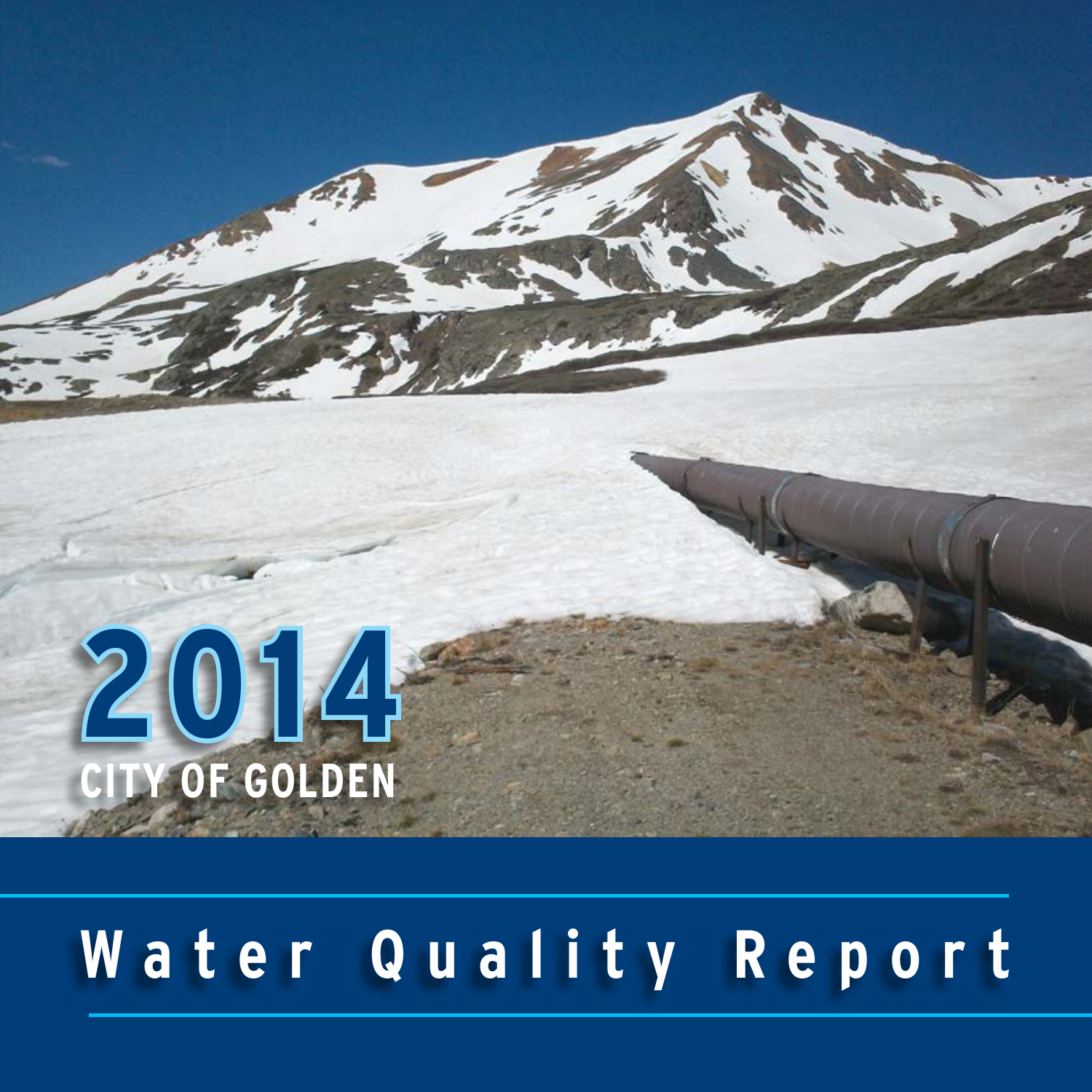# 2014

## CITY OF GOLDEN

# Water Quality Report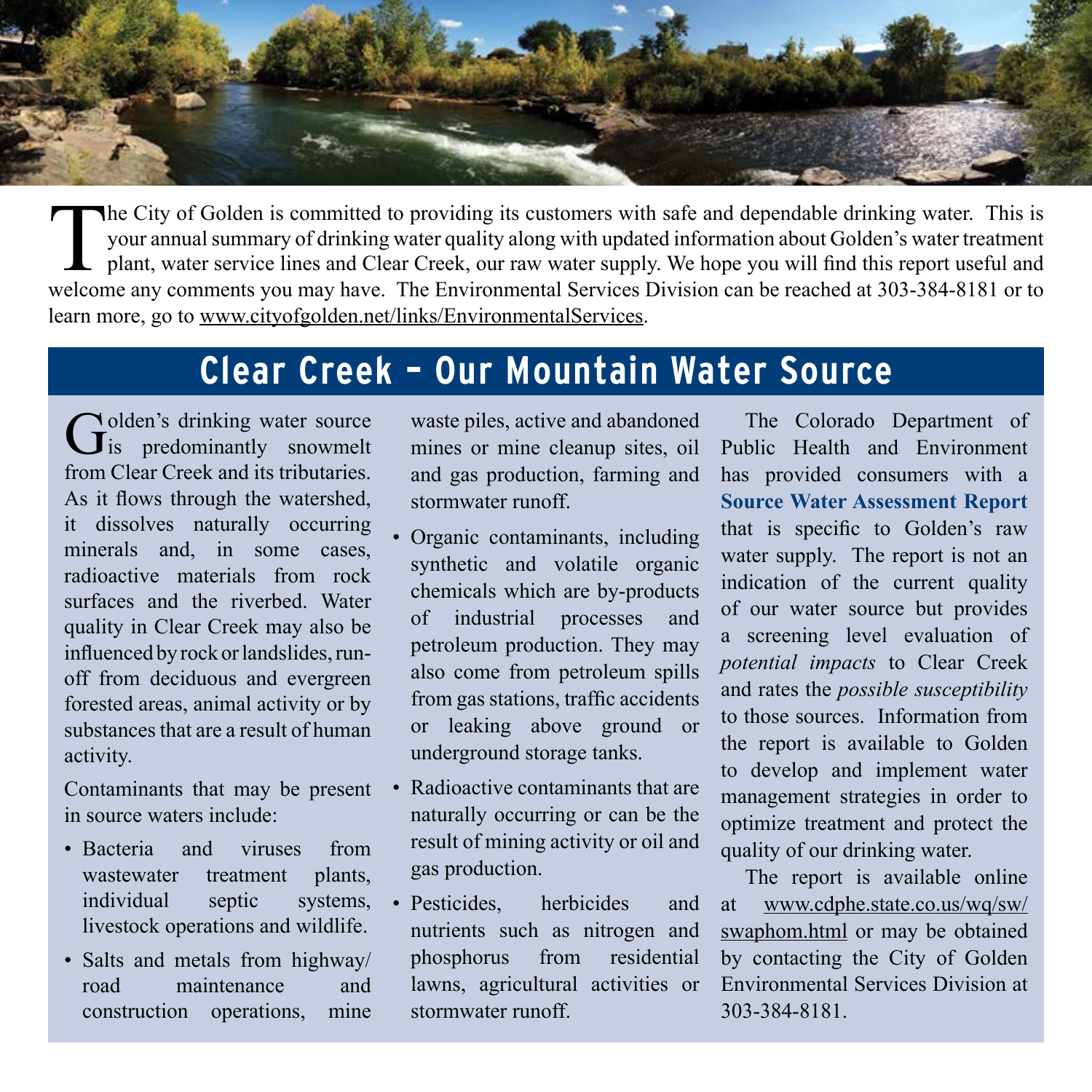The City of Golden is committed to providing its customers with safe and dependable drinking water. This is your annual summary of drinking water quality along with updated information about Golden's water treatment plant, water service lines and Clear Creek, our raw water supply. We hope you will find this report useful and welcome any comments you may have. The Environmental Services Division can be reached at 303-384-8181 or to learn more, go to www.cityofgolden.net/links/EnvironmentalServices.

## Clear Creek – Our Mountain Water Source

Golden's drinking water source is predominantly snowmelt from Clear Creek and its tributaries. As it flows through the watershed, it dissolves naturally occurring minerals and, in some cases, radioactive materials from rock surfaces and the riverbed. Water quality in Clear Creek may also be influenced by rock or landslides, run-off from deciduous and evergreen forested areas, animal activity or by substances that are a result of human activity.

Contaminants that may be present in source waters include:

- Bacteria and viruses from wastewater treatment plants, individual septic systems, livestock operations and wildlife.
- Salts and metals from highway/road maintenance and construction operations, mine waste piles, active and abandoned mines or mine cleanup sites, oil and gas production, farming and stormwater runoff.
- Organic contaminants, including synthetic and volatile organic chemicals which are by-products of industrial processes and petroleum production. They may also come from petroleum spills from gas stations, traffic accidents or leaking above ground or underground storage tanks.
- Radioactive contaminants that are naturally occurring or can be the result of mining activity or oil and gas production.
- Pesticides, herbicides and nutrients such as nitrogen and phosphorus from residential lawns, agricultural activities or stormwater runoff.

The Colorado Department of Public Health and Environment has provided consumers with a **Source Water Assessment Report** that is specific to Golden's raw water supply. The report is not an indication of the current quality of our water source but provides a screening level evaluation of *potential impacts* to Clear Creek and rates the *possible susceptibility* to those sources. Information from the report is available to Golden to develop and implement water management strategies in order to optimize treatment and protect the quality of our drinking water.

The report is available online at www.cdphe.state.co.us/wq/sw/swaphom.html or may be obtained by contacting the City of Golden Environmental Services Division at 303-384-8181.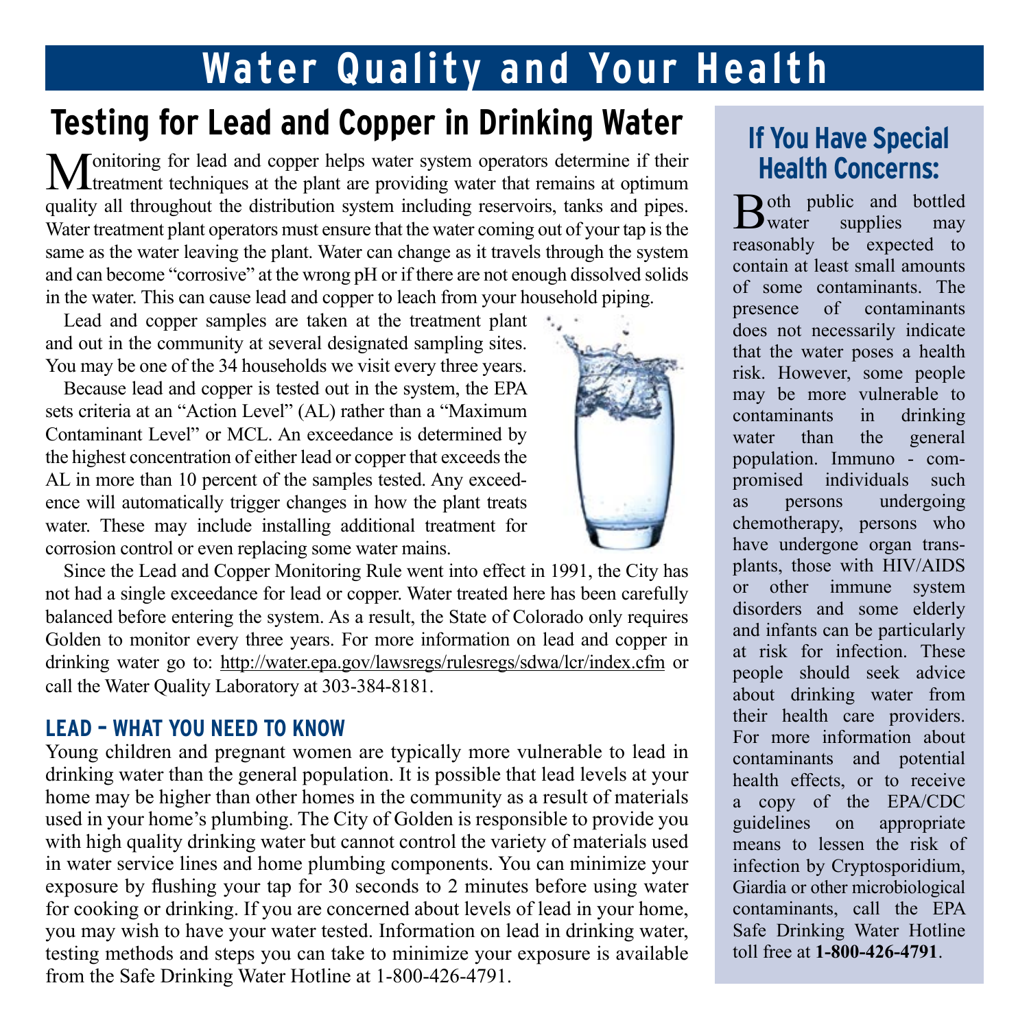# Water Quality and Your Health

## Testing for Lead and Copper in Drinking Water

Monitoring for lead and copper helps water system operators determine if their treatment techniques at the plant are providing water that remains at optimum quality all throughout the distribution system including reservoirs, tanks and pipes. Water treatment plant operators must ensure that the water coming out of your tap is the same as the water leaving the plant. Water can change as it travels through the system and can become "corrosive" at the wrong pH or if there are not enough dissolved solids in the water. This can cause lead and copper to leach from your household piping.

Lead and copper samples are taken at the treatment plant and out in the community at several designated sampling sites. You may be one of the 34 households we visit every three years.

Because lead and copper is tested out in the system, the EPA sets criteria at an "Action Level" (AL) rather than a "Maximum Contaminant Level" or MCL. An exceedance is determined by the highest concentration of either lead or copper that exceeds the AL in more than 10 percent of the samples tested. Any exceedence will automatically trigger changes in how the plant treats water. These may include installing additional treatment for corrosion control or even replacing some water mains.

Since the Lead and Copper Monitoring Rule went into effect in 1991, the City has not had a single exceedance for lead or copper. Water treated here has been carefully balanced before entering the system. As a result, the State of Colorado only requires Golden to monitor every three years. For more information on lead and copper in drinking water go to: http://water.epa.gov/lawsregs/rulesregs/sdwa/lcr/index.cfm or call the Water Quality Laboratory at 303-384-8181.

### LEAD – WHAT YOU NEED TO KNOW

Young children and pregnant women are typically more vulnerable to lead in drinking water than the general population. It is possible that lead levels at your home may be higher than other homes in the community as a result of materials used in your home's plumbing. The City of Golden is responsible to provide you with high quality drinking water but cannot control the variety of materials used in water service lines and home plumbing components. You can minimize your exposure by flushing your tap for 30 seconds to 2 minutes before using water for cooking or drinking. If you are concerned about levels of lead in your home, you may wish to have your water tested. Information on lead in drinking water, testing methods and steps you can take to minimize your exposure is available from the Safe Drinking Water Hotline at 1-800-426-4791.

## If You Have Special Health Concerns:

Both public and bottled water supplies may reasonably be expected to contain at least small amounts of some contaminants. The presence of contaminants does not necessarily indicate that the water poses a health risk. However, some people may be more vulnerable to contaminants in drinking water than the general population. Immuno - compromised individuals such as persons undergoing chemotherapy, persons who have undergone organ transplants, those with HIV/AIDS or other immune system disorders and some elderly and infants can be particularly at risk for infection. These people should seek advice about drinking water from their health care providers. For more information about contaminants and potential health effects, or to receive a copy of the EPA/CDC guidelines on appropriate means to lessen the risk of infection by Cryptosporidium, Giardia or other microbiological contaminants, call the EPA Safe Drinking Water Hotline toll free at **1-800-426-4791**.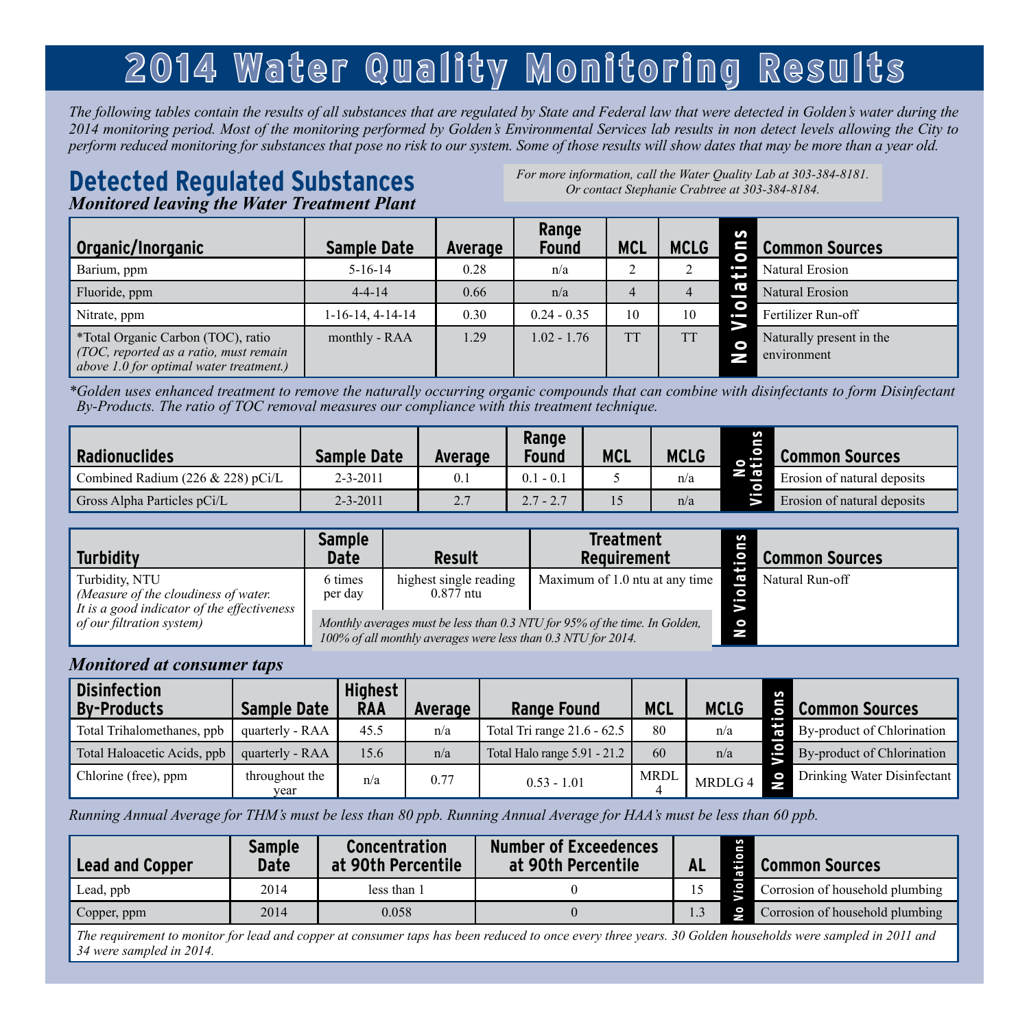# 2014 Water Quality Monitoring Results

*The following tables contain the results of all substances that are regulated by State and Federal law that were detected in Golden's water during the 2014 monitoring period. Most of the monitoring performed by Golden's Environmental Services lab results in non detect levels allowing the City to perform reduced monitoring for substances that pose no risk to our system. Some of those results will show dates that may be more than a year old.*

## Detected Regulated Substances

***Monitored leaving the Water Treatment Plant***

*For more information, call the Water Quality Lab at 303-384-8181. Or contact Stephanie Crabtree at 303-384-8184.*

| Organic/Inorganic | Sample Date | Average | Range Found | MCL | MCLG | No Violations | Common Sources |
|---|---|---|---|---|---|---|---|
| Barium, ppm | 5-16-14 | 0.28 | n/a | 2 | 2 | | Natural Erosion |
| Fluoride, ppm | 4-4-14 | 0.66 | n/a | 4 | 4 | | Natural Erosion |
| Nitrate, ppm | 1-16-14, 4-14-14 | 0.30 | 0.24 - 0.35 | 10 | 10 | | Fertilizer Run-off |
| *Total Organic Carbon (TOC), ratio *(TOC, reported as a ratio, must remain above 1.0 for optimal water treatment.)* | monthly - RAA | 1.29 | 1.02 - 1.76 | TT | TT | | Naturally present in the environment |

*\*Golden uses enhanced treatment to remove the naturally occurring organic compounds that can combine with disinfectants to form Disinfectant By-Products. The ratio of TOC removal measures our compliance with this treatment technique.*

| Radionuclides | Sample Date | Average | Range Found | MCL | MCLG | No Violations | Common Sources |
|---|---|---|---|---|---|---|---|
| Combined Radium (226 & 228) pCi/L | 2-3-2011 | 0.1 | 0.1 - 0.1 | 5 | n/a | | Erosion of natural deposits |
| Gross Alpha Particles pCi/L | 2-3-2011 | 2.7 | 2.7 - 2.7 | 15 | n/a | | Erosion of natural deposits |

| Turbidity | Sample Date | Result | Treatment Requirement | No Violations | Common Sources |
|---|---|---|---|---|---|
| Turbidity, NTU *(Measure of the cloudiness of water. It is a good indicator of the effectiveness of our filtration system)* | 6 times per day | highest single reading 0.877 ntu | Maximum of 1.0 ntu at any time | | Natural Run-off |
| | *Monthly averages must be less than 0.3 NTU for 95% of the time. In Golden, 100% of all monthly averages were less than 0.3 NTU for 2014.* | | | | |

***Monitored at consumer taps***

| Disinfection By-Products | Sample Date | Highest RAA | Average | Range Found | MCL | MCLG | No Violations | Common Sources |
|---|---|---|---|---|---|---|---|---|
| Total Trihalomethanes, ppb | quarterly - RAA | 45.5 | n/a | Total Tri range 21.6 - 62.5 | 80 | n/a | | By-product of Chlorination |
| Total Haloacetic Acids, ppb | quarterly - RAA | 15.6 | n/a | Total Halo range 5.91 - 21.2 | 60 | n/a | | By-product of Chlorination |
| Chlorine (free), ppm | throughout the year | n/a | 0.77 | 0.53 - 1.01 | MRDL 4 | MRDLG 4 | | Drinking Water Disinfectant |

*Running Annual Average for THM's must be less than 80 ppb. Running Annual Average for HAA's must be less than 60 ppb.*

| Lead and Copper | Sample Date | Concentration at 90th Percentile | Number of Exceedences at 90th Percentile | AL | No Violations | Common Sources |
|---|---|---|---|---|---|---|
| Lead, ppb | 2014 | less than 1 | 0 | 15 | | Corrosion of household plumbing |
| Copper, ppm | 2014 | 0.058 | 0 | 1.3 | | Corrosion of household plumbing |

*The requirement to monitor for lead and copper at consumer taps has been reduced to once every three years. 30 Golden households were sampled in 2011 and 34 were sampled in 2014.*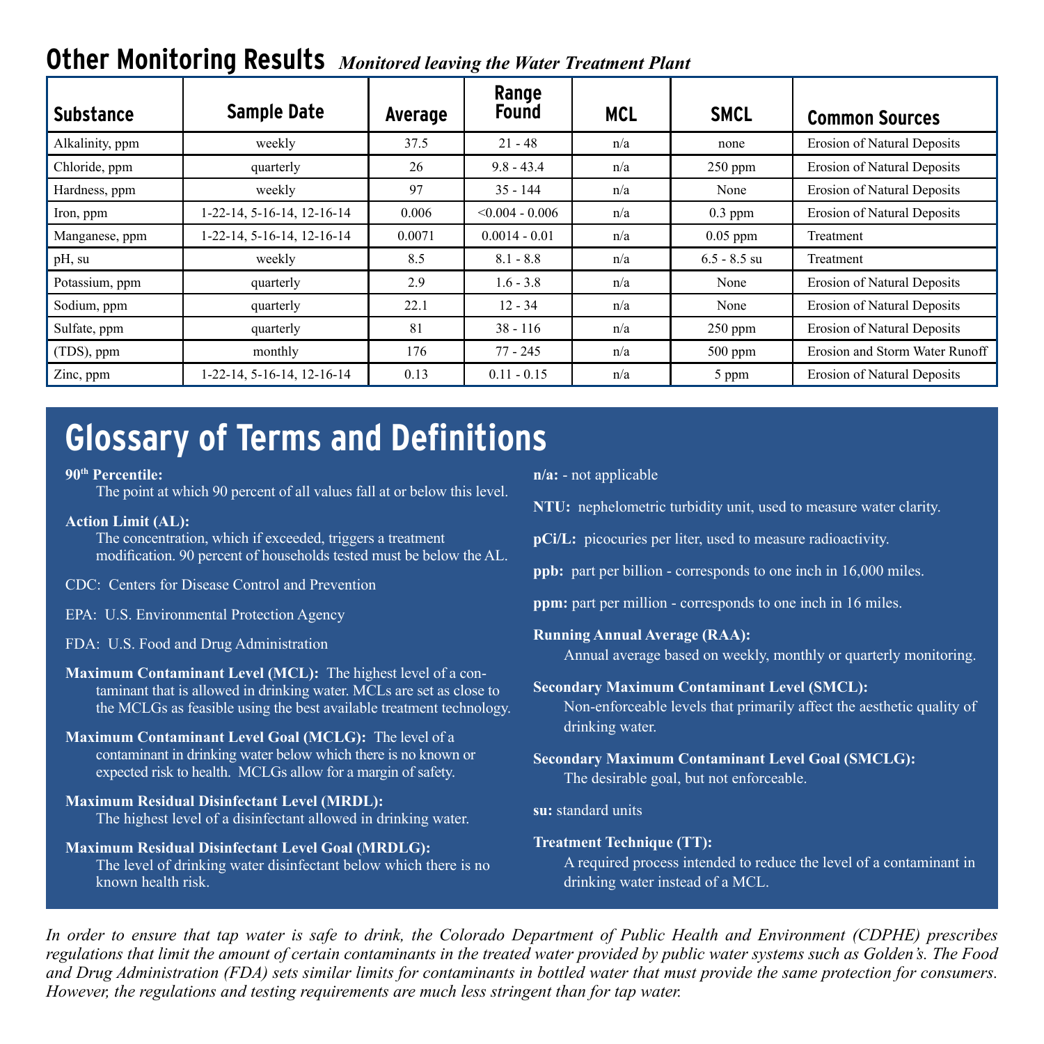## Other Monitoring Results *Monitored leaving the Water Treatment Plant*

| Substance | Sample Date | Average | Range Found | MCL | SMCL | Common Sources |
|---|---|---|---|---|---|---|
| Alkalinity, ppm | weekly | 37.5 | 21 - 48 | n/a | none | Erosion of Natural Deposits |
| Chloride, ppm | quarterly | 26 | 9.8 - 43.4 | n/a | 250 ppm | Erosion of Natural Deposits |
| Hardness, ppm | weekly | 97 | 35 - 144 | n/a | None | Erosion of Natural Deposits |
| Iron, ppm | 1-22-14, 5-16-14, 12-16-14 | 0.006 | <0.004 - 0.006 | n/a | 0.3 ppm | Erosion of Natural Deposits |
| Manganese, ppm | 1-22-14, 5-16-14, 12-16-14 | 0.0071 | 0.0014 - 0.01 | n/a | 0.05 ppm | Treatment |
| pH, su | weekly | 8.5 | 8.1 - 8.8 | n/a | 6.5 - 8.5 su | Treatment |
| Potassium, ppm | quarterly | 2.9 | 1.6 - 3.8 | n/a | None | Erosion of Natural Deposits |
| Sodium, ppm | quarterly | 22.1 | 12 - 34 | n/a | None | Erosion of Natural Deposits |
| Sulfate, ppm | quarterly | 81 | 38 - 116 | n/a | 250 ppm | Erosion of Natural Deposits |
| (TDS), ppm | monthly | 176 | 77 - 245 | n/a | 500 ppm | Erosion and Storm Water Runoff |
| Zinc, ppm | 1-22-14, 5-16-14, 12-16-14 | 0.13 | 0.11 - 0.15 | n/a | 5 ppm | Erosion of Natural Deposits |

## Glossary of Terms and Definitions

**90th Percentile:**
The point at which 90 percent of all values fall at or below this level.

**Action Limit (AL):**
The concentration, which if exceeded, triggers a treatment modification. 90 percent of households tested must be below the AL.

CDC: Centers for Disease Control and Prevention

EPA: U.S. Environmental Protection Agency

FDA: U.S. Food and Drug Administration

**Maximum Contaminant Level (MCL):** The highest level of a contaminant that is allowed in drinking water. MCLs are set as close to the MCLGs as feasible using the best available treatment technology.

**Maximum Contaminant Level Goal (MCLG):** The level of a contaminant in drinking water below which there is no known or expected risk to health. MCLGs allow for a margin of safety.

**Maximum Residual Disinfectant Level (MRDL):**
The highest level of a disinfectant allowed in drinking water.

**Maximum Residual Disinfectant Level Goal (MRDLG):**
The level of drinking water disinfectant below which there is no known health risk.

**n/a:** - not applicable

**NTU:** nephelometric turbidity unit, used to measure water clarity.

**pCi/L:** picocuries per liter, used to measure radioactivity.

**ppb:** part per billion - corresponds to one inch in 16,000 miles.

**ppm:** part per million - corresponds to one inch in 16 miles.

**Running Annual Average (RAA):**
Annual average based on weekly, monthly or quarterly monitoring.

**Secondary Maximum Contaminant Level (SMCL):**
Non-enforceable levels that primarily affect the aesthetic quality of drinking water.

**Secondary Maximum Contaminant Level Goal (SMCLG):**
The desirable goal, but not enforceable.

**su:** standard units

**Treatment Technique (TT):**
A required process intended to reduce the level of a contaminant in drinking water instead of a MCL.

*In order to ensure that tap water is safe to drink, the Colorado Department of Public Health and Environment (CDPHE) prescribes regulations that limit the amount of certain contaminants in the treated water provided by public water systems such as Golden's. The Food and Drug Administration (FDA) sets similar limits for contaminants in bottled water that must provide the same protection for consumers. However, the regulations and testing requirements are much less stringent than for tap water.*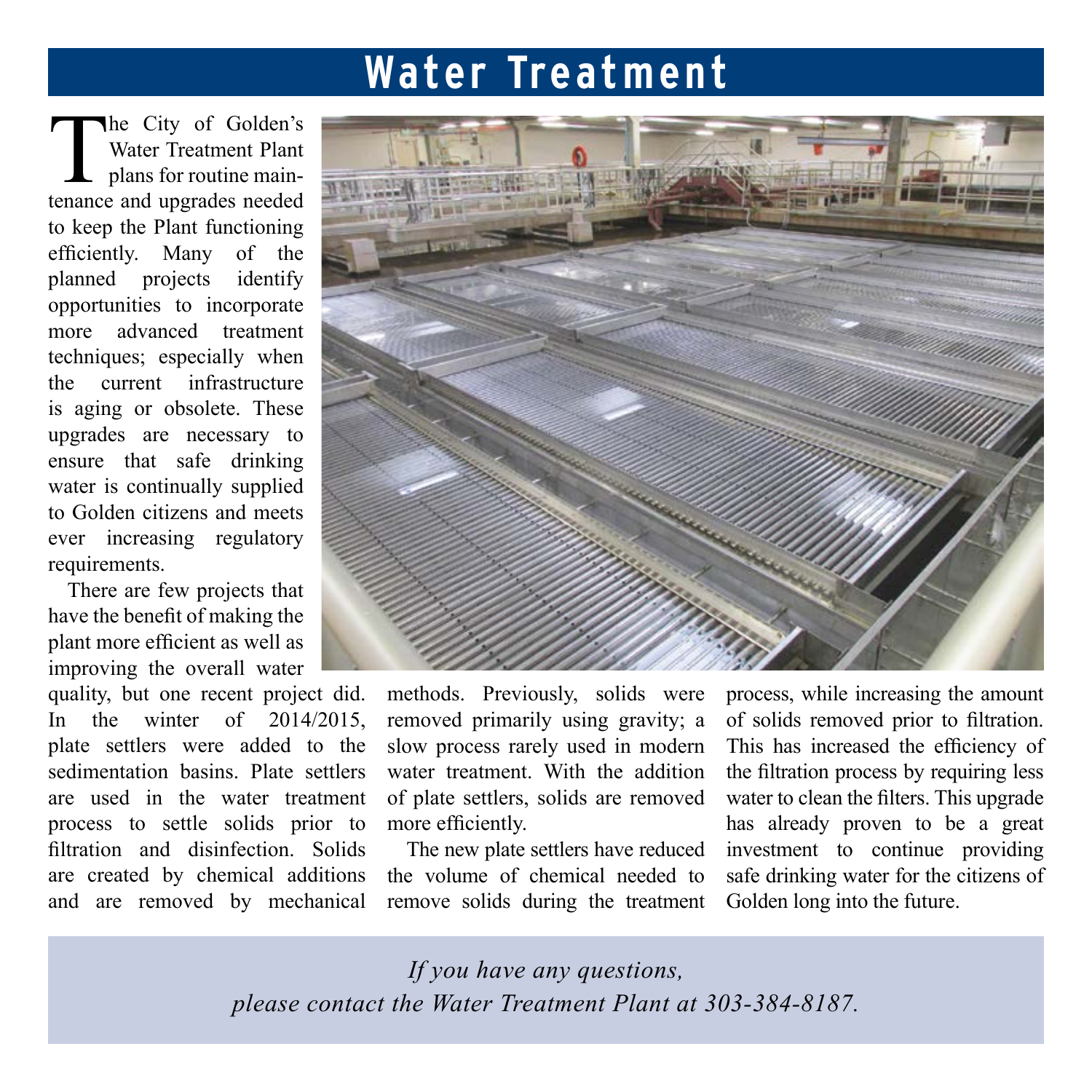# Water Treatment

The City of Golden's Water Treatment Plant plans for routine maintenance and upgrades needed to keep the Plant functioning efficiently. Many of the planned projects identify opportunities to incorporate more advanced treatment techniques; especially when the current infrastructure is aging or obsolete. These upgrades are necessary to ensure that safe drinking water is continually supplied to Golden citizens and meets ever increasing regulatory requirements.

There are few projects that have the benefit of making the plant more efficient as well as improving the overall water quality, but one recent project did. In the winter of 2014/2015, plate settlers were added to the sedimentation basins. Plate settlers are used in the water treatment process to settle solids prior to filtration and disinfection. Solids are created by chemical additions and are removed by mechanical methods. Previously, solids were removed primarily using gravity; a slow process rarely used in modern water treatment. With the addition of plate settlers, solids are removed more efficiently.

The new plate settlers have reduced the volume of chemical needed to remove solids during the treatment process, while increasing the amount of solids removed prior to filtration. This has increased the efficiency of the filtration process by requiring less water to clean the filters. This upgrade has already proven to be a great investment to continue providing safe drinking water for the citizens of Golden long into the future.

*If you have any questions, please contact the Water Treatment Plant at 303-384-8187.*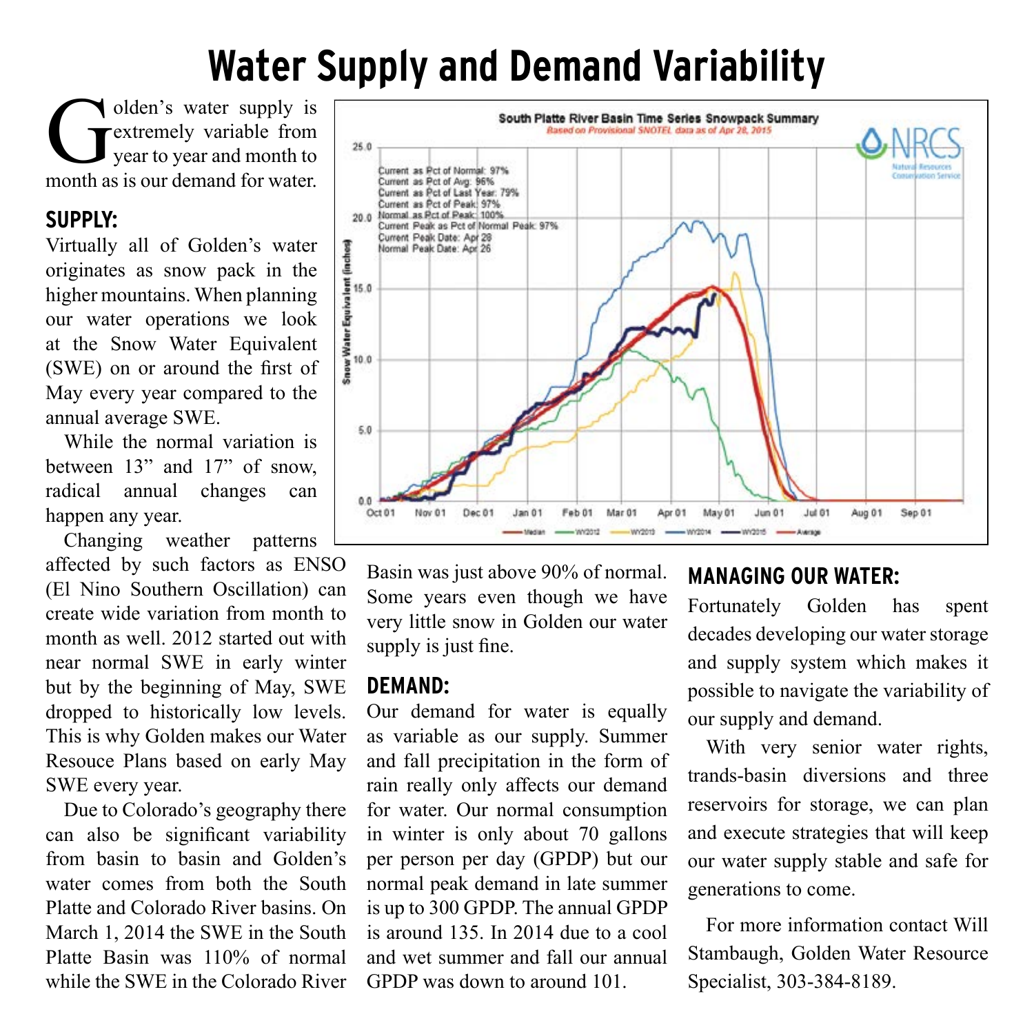# Water Supply and Demand Variability

Golden's water supply is extremely variable from year to year and month to month as is our demand for water.

## SUPPLY:

Virtually all of Golden's water originates as snow pack in the higher mountains. When planning our water operations we look at the Snow Water Equivalent (SWE) on or around the first of May every year compared to the annual average SWE.

While the normal variation is between 13" and 17" of snow, radical annual changes can happen any year.

Changing weather patterns affected by such factors as ENSO (El Nino Southern Oscillation) can create wide variation from month to month as well. 2012 started out with near normal SWE in early winter but by the beginning of May, SWE dropped to historically low levels. This is why Golden makes our Water Resouce Plans based on early May SWE every year.

Due to Colorado's geography there can also be significant variability from basin to basin and Golden's water comes from both the South Platte and Colorado River basins. On March 1, 2014 the SWE in the South Platte Basin was 110% of normal while the SWE in the Colorado River Basin was just above 90% of normal. Some years even though we have very little snow in Golden our water supply is just fine.

## DEMAND:

Our demand for water is equally as variable as our supply. Summer and fall precipitation in the form of rain really only affects our demand for water. Our normal consumption in winter is only about 70 gallons per person per day (GPDP) but our normal peak demand in late summer is up to 300 GPDP. The annual GPDP is around 135. In 2014 due to a cool and wet summer and fall our annual GPDP was down to around 101.

## MANAGING OUR WATER:

Fortunately Golden has spent decades developing our water storage and supply system which makes it possible to navigate the variability of our supply and demand.

With very senior water rights, trands-basin diversions and three reservoirs for storage, we can plan and execute strategies that will keep our water supply stable and safe for generations to come.

For more information contact Will Stambaugh, Golden Water Resource Specialist, 303-384-8189.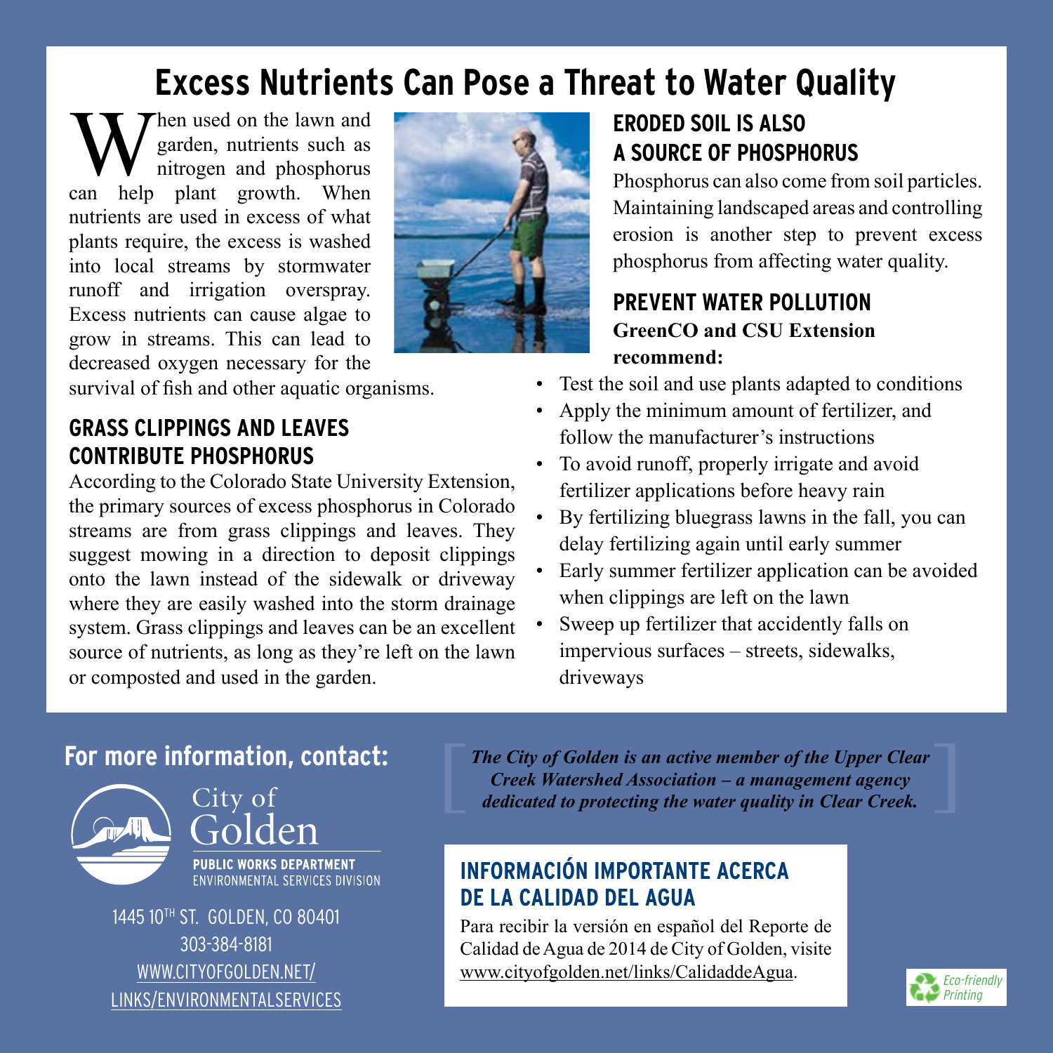# Excess Nutrients Can Pose a Threat to Water Quality

When used on the lawn and garden, nutrients such as nitrogen and phosphorus can help plant growth. When nutrients are used in excess of what plants require, the excess is washed into local streams by stormwater runoff and irrigation overspray. Excess nutrients can cause algae to grow in streams. This can lead to decreased oxygen necessary for the survival of fish and other aquatic organisms.

## GRASS CLIPPINGS AND LEAVES CONTRIBUTE PHOSPHORUS

According to the Colorado State University Extension, the primary sources of excess phosphorus in Colorado streams are from grass clippings and leaves. They suggest mowing in a direction to deposit clippings onto the lawn instead of the sidewalk or driveway where they are easily washed into the storm drainage system. Grass clippings and leaves can be an excellent source of nutrients, as long as they're left on the lawn or composted and used in the garden.

## ERODED SOIL IS ALSO A SOURCE OF PHOSPHORUS

Phosphorus can also come from soil particles. Maintaining landscaped areas and controlling erosion is another step to prevent excess phosphorus from affecting water quality.

## PREVENT WATER POLLUTION

**GreenCO and CSU Extension recommend:**

- Test the soil and use plants adapted to conditions
- Apply the minimum amount of fertilizer, and follow the manufacturer's instructions
- To avoid runoff, properly irrigate and avoid fertilizer applications before heavy rain
- By fertilizing bluegrass lawns in the fall, you can delay fertilizing again until early summer
- Early summer fertilizer application can be avoided when clippings are left on the lawn
- Sweep up fertilizer that accidently falls on impervious surfaces – streets, sidewalks, driveways

## For more information, contact:

City of Golden
PUBLIC WORKS DEPARTMENT
ENVIRONMENTAL SERVICES DIVISION

1445 10TH ST. GOLDEN, CO 80401
303-384-8181
WWW.CITYOFGOLDEN.NET/LINKS/ENVIRONMENTALSERVICES

***The City of Golden is an active member of the Upper Clear Creek Watershed Association – a management agency dedicated to protecting the water quality in Clear Creek.***

## INFORMACIÓN IMPORTANTE ACERCA DE LA CALIDAD DEL AGUA

Para recibir la versión en español del Reporte de Calidad de Agua de 2014 de City of Golden, visite www.cityofgolden.net/links/CalidaddeAgua.

Eco-friendly Printing